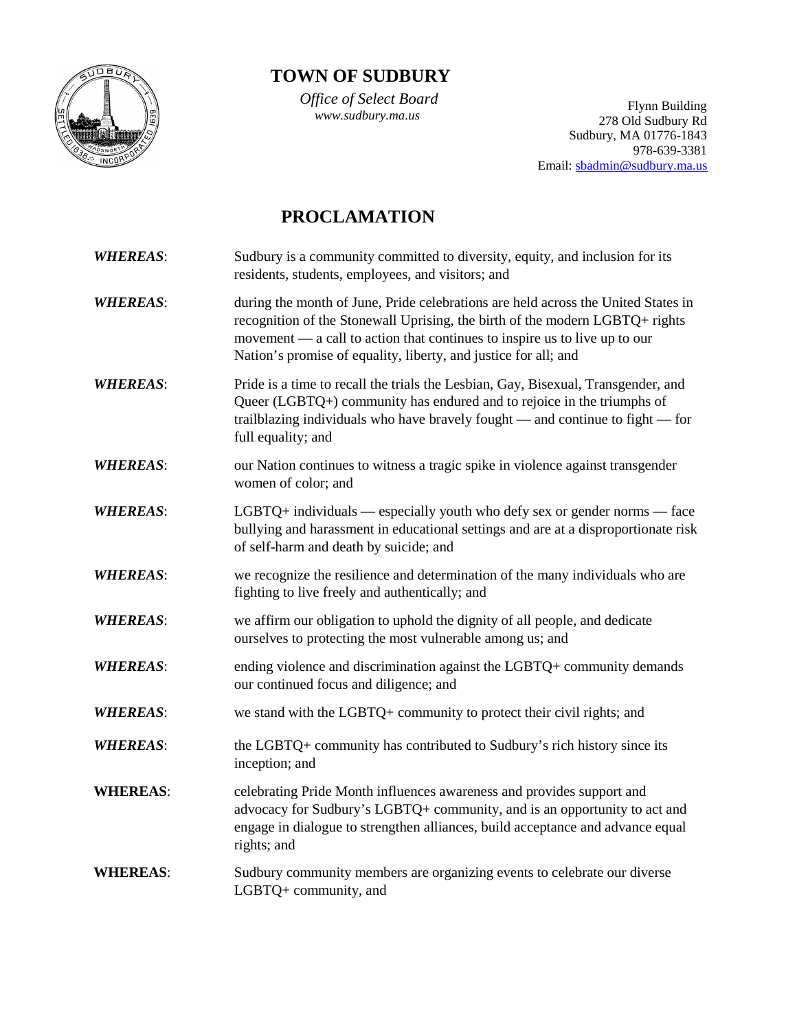# TOWN OF SUDBURY

*Office of Select Board*
*www.sudbury.ma.us*

Flynn Building
278 Old Sudbury Rd
Sudbury, MA 01776-1843
978-639-3381
Email: sbadmin@sudbury.ma.us

## PROCLAMATION

***WHEREAS***: Sudbury is a community committed to diversity, equity, and inclusion for its residents, students, employees, and visitors; and

***WHEREAS***: during the month of June, Pride celebrations are held across the United States in recognition of the Stonewall Uprising, the birth of the modern LGBTQ+ rights movement — a call to action that continues to inspire us to live up to our Nation's promise of equality, liberty, and justice for all; and

***WHEREAS***: Pride is a time to recall the trials the Lesbian, Gay, Bisexual, Transgender, and Queer (LGBTQ+) community has endured and to rejoice in the triumphs of trailblazing individuals who have bravely fought — and continue to fight — for full equality; and

***WHEREAS***: our Nation continues to witness a tragic spike in violence against transgender women of color; and

***WHEREAS***: LGBTQ+ individuals — especially youth who defy sex or gender norms — face bullying and harassment in educational settings and are at a disproportionate risk of self-harm and death by suicide; and

***WHEREAS***: we recognize the resilience and determination of the many individuals who are fighting to live freely and authentically; and

***WHEREAS***: we affirm our obligation to uphold the dignity of all people, and dedicate ourselves to protecting the most vulnerable among us; and

***WHEREAS***: ending violence and discrimination against the LGBTQ+ community demands our continued focus and diligence; and

***WHEREAS***: we stand with the LGBTQ+ community to protect their civil rights; and

***WHEREAS***: the LGBTQ+ community has contributed to Sudbury's rich history since its inception; and

**WHEREAS**: celebrating Pride Month influences awareness and provides support and advocacy for Sudbury's LGBTQ+ community, and is an opportunity to act and engage in dialogue to strengthen alliances, build acceptance and advance equal rights; and

**WHEREAS**: Sudbury community members are organizing events to celebrate our diverse LGBTQ+ community, and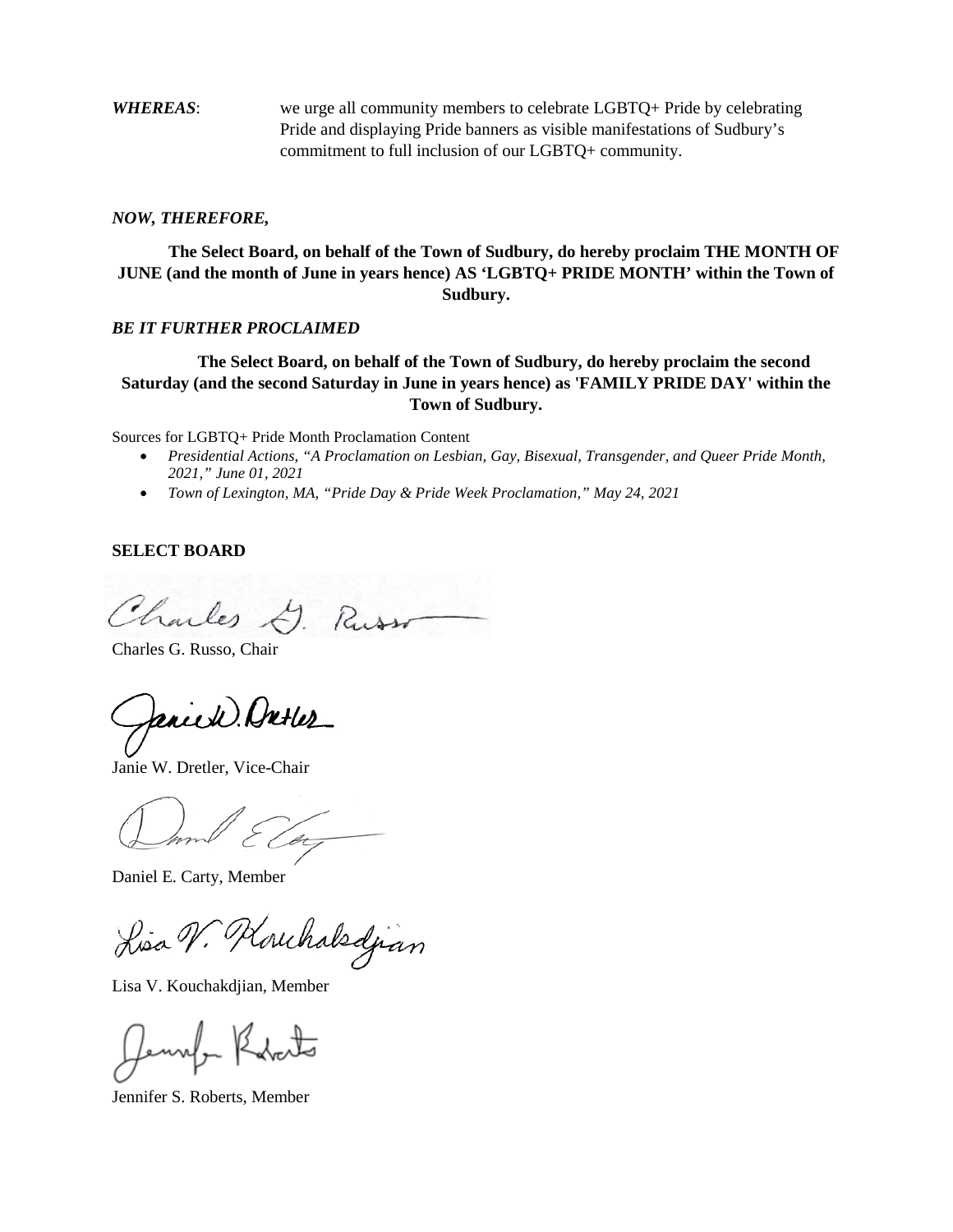***WHEREAS***: we urge all community members to celebrate LGBTQ+ Pride by celebrating Pride and displaying Pride banners as visible manifestations of Sudbury's commitment to full inclusion of our LGBTQ+ community.

***NOW, THEREFORE,***

**The Select Board, on behalf of the Town of Sudbury, do hereby proclaim THE MONTH OF JUNE (and the month of June in years hence) AS 'LGBTQ+ PRIDE MONTH' within the Town of Sudbury.**

***BE IT FURTHER PROCLAIMED***

**The Select Board, on behalf of the Town of Sudbury, do hereby proclaim the second Saturday (and the second Saturday in June in years hence) as 'FAMILY PRIDE DAY' within the Town of Sudbury.**

Sources for LGBTQ+ Pride Month Proclamation Content

- *Presidential Actions, "A Proclamation on Lesbian, Gay, Bisexual, Transgender, and Queer Pride Month, 2021," June 01, 2021*
- *Town of Lexington, MA, "Pride Day & Pride Week Proclamation," May 24, 2021*

**SELECT BOARD**

Charles G. Russo, Chair

Janie W. Dretler, Vice-Chair

Daniel E. Carty, Member

Lisa V. Kouchakdjian, Member

Jennifer S. Roberts, Member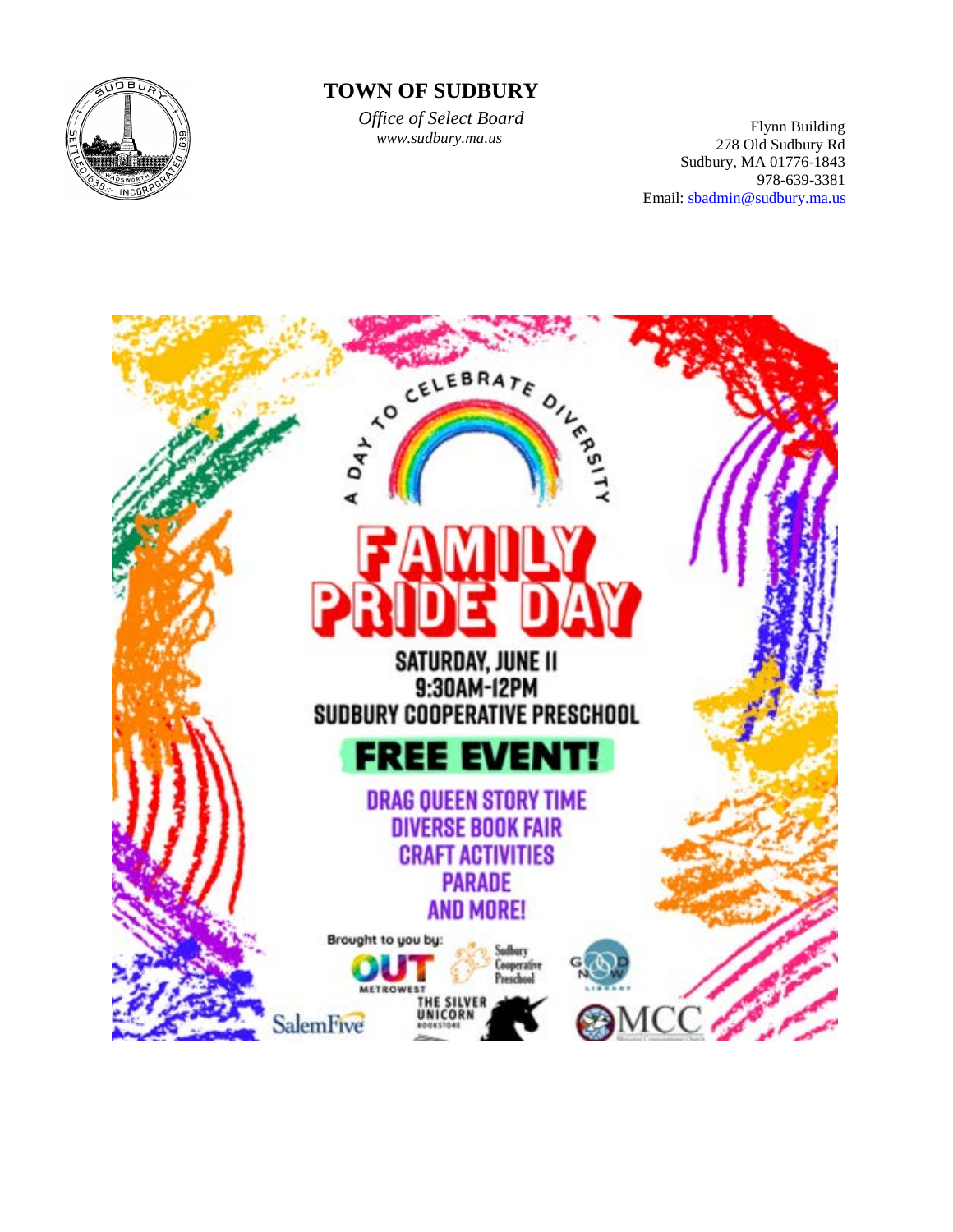# TOWN OF SUDBURY

*Office of Select Board*
*www.sudbury.ma.us*

Flynn Building
278 Old Sudbury Rd
Sudbury, MA 01776-1843
978-639-3381
Email: sbadmin@sudbury.ma.us

A DAY TO CELEBRATE DIVERSITY

# FAMILY PRIDE DAY

**SATURDAY, JUNE 11**
**9:30AM-12PM**
**SUDBURY COOPERATIVE PRESCHOOL**

## FREE EVENT!

**DRAG QUEEN STORY TIME**
**DIVERSE BOOK FAIR**
**CRAFT ACTIVITIES**
**PARADE**
**AND MORE!**

Brought to you by:

OUT METROWEST
Sudbury Cooperative Preschool
GOODNOW LIBRARY
SalemFive
THE SILVER UNICORN BOOKSTORE
MCC